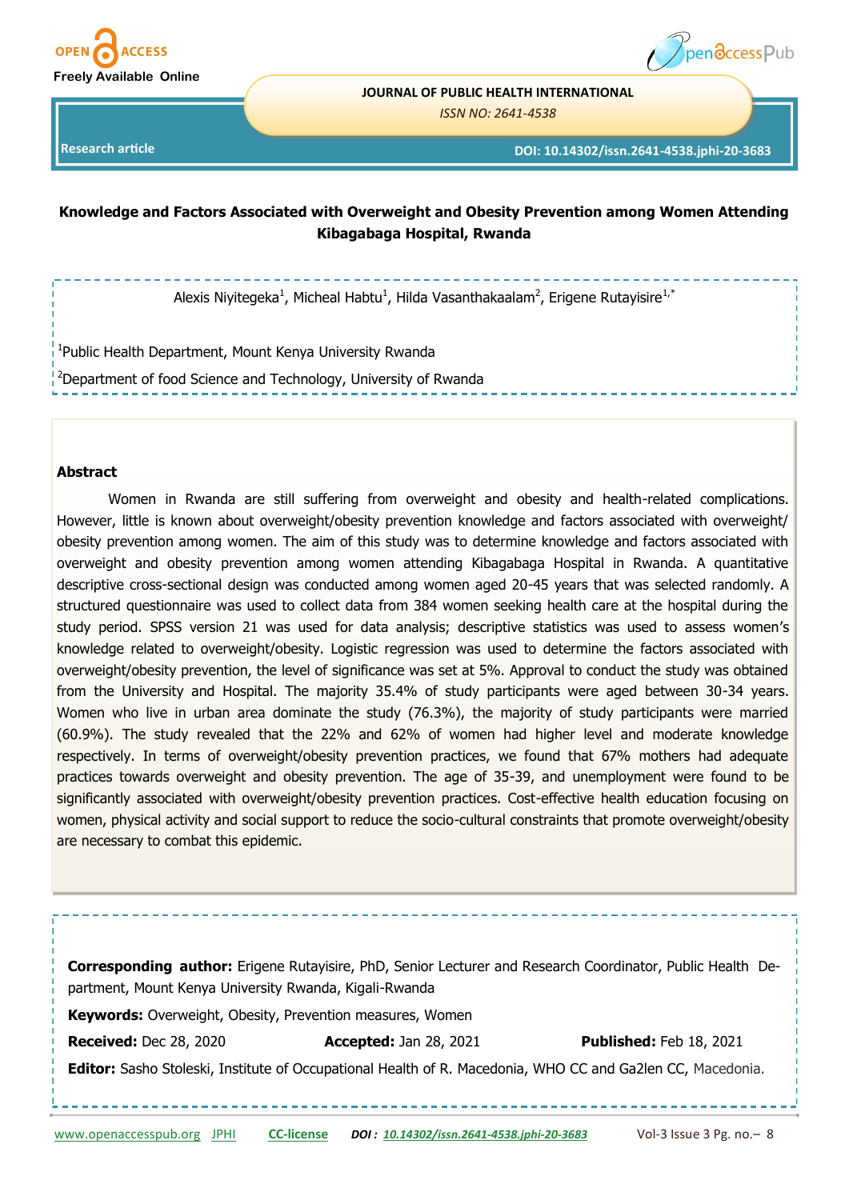JOURNAL OF PUBLIC HEALTH INTERNATIONAL

*ISSN NO: 2641-4538*

Research article

DOI: 10.14302/issn.2641-4538.jphi-20-3683

# Knowledge and Factors Associated with Overweight and Obesity Prevention among Women Attending Kibagabaga Hospital, Rwanda

Alexis Niyitegeka[1], Micheal Habtu[1], Hilda Vasanthakaalam[2], Erigene Rutayisire[1,*]

[1]Public Health Department, Mount Kenya University Rwanda

[2]Department of food Science and Technology, University of Rwanda

## Abstract

Women in Rwanda are still suffering from overweight and obesity and health-related complications. However, little is known about overweight/obesity prevention knowledge and factors associated with overweight/obesity prevention among women. The aim of this study was to determine knowledge and factors associated with overweight and obesity prevention among women attending Kibagabaga Hospital in Rwanda. A quantitative descriptive cross-sectional design was conducted among women aged 20-45 years that was selected randomly. A structured questionnaire was used to collect data from 384 women seeking health care at the hospital during the study period. SPSS version 21 was used for data analysis; descriptive statistics was used to assess women's knowledge related to overweight/obesity. Logistic regression was used to determine the factors associated with overweight/obesity prevention, the level of significance was set at 5%. Approval to conduct the study was obtained from the University and Hospital. The majority 35.4% of study participants were aged between 30-34 years. Women who live in urban area dominate the study (76.3%), the majority of study participants were married (60.9%). The study revealed that the 22% and 62% of women had higher level and moderate knowledge respectively. In terms of overweight/obesity prevention practices, we found that 67% mothers had adequate practices towards overweight and obesity prevention. The age of 35-39, and unemployment were found to be significantly associated with overweight/obesity prevention practices. Cost-effective health education focusing on women, physical activity and social support to reduce the socio-cultural constraints that promote overweight/obesity are necessary to combat this epidemic.

**Corresponding author:** Erigene Rutayisire, PhD, Senior Lecturer and Research Coordinator, Public Health Department, Mount Kenya University Rwanda, Kigali-Rwanda

**Keywords:** Overweight, Obesity, Prevention measures, Women

**Received:** Dec 28, 2020 **Accepted:** Jan 28, 2021 **Published:** Feb 18, 2021

**Editor:** Sasho Stoleski, Institute of Occupational Health of R. Macedonia, WHO CC and Ga2len CC, Macedonia.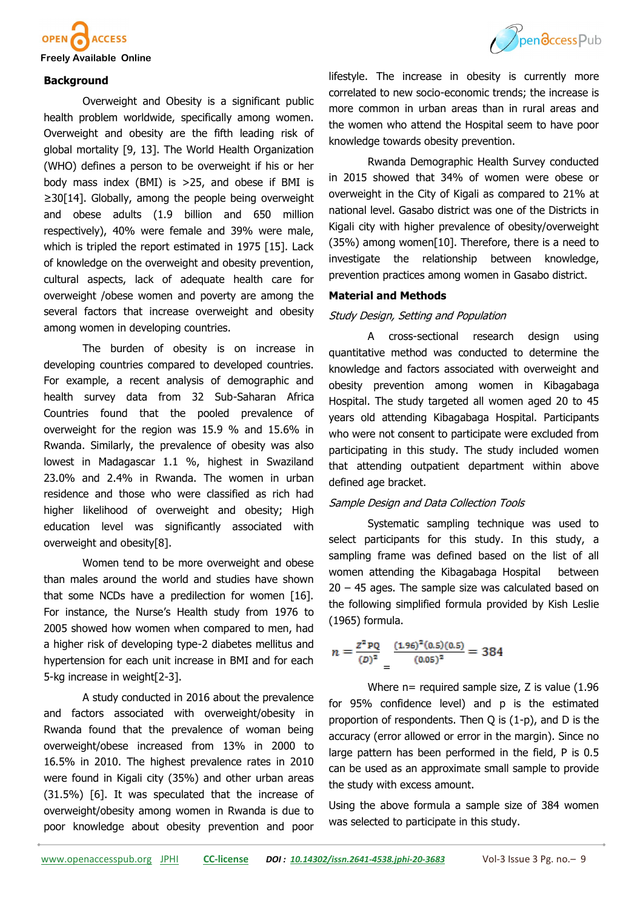## Background

Overweight and Obesity is a significant public health problem worldwide, specifically among women. Overweight and obesity are the fifth leading risk of global mortality [9, 13]. The World Health Organization (WHO) defines a person to be overweight if his or her body mass index (BMI) is >25, and obese if BMI is ≥30[14]. Globally, among the people being overweight and obese adults (1.9 billion and 650 million respectively), 40% were female and 39% were male, which is tripled the report estimated in 1975 [15]. Lack of knowledge on the overweight and obesity prevention, cultural aspects, lack of adequate health care for overweight /obese women and poverty are among the several factors that increase overweight and obesity among women in developing countries.

The burden of obesity is on increase in developing countries compared to developed countries. For example, a recent analysis of demographic and health survey data from 32 Sub-Saharan Africa Countries found that the pooled prevalence of overweight for the region was 15.9 % and 15.6% in Rwanda. Similarly, the prevalence of obesity was also lowest in Madagascar 1.1 %, highest in Swaziland 23.0% and 2.4% in Rwanda. The women in urban residence and those who were classified as rich had higher likelihood of overweight and obesity; High education level was significantly associated with overweight and obesity[8].

Women tend to be more overweight and obese than males around the world and studies have shown that some NCDs have a predilection for women [16]. For instance, the Nurse's Health study from 1976 to 2005 showed how women when compared to men, had a higher risk of developing type-2 diabetes mellitus and hypertension for each unit increase in BMI and for each 5-kg increase in weight[2-3].

A study conducted in 2016 about the prevalence and factors associated with overweight/obesity in Rwanda found that the prevalence of woman being overweight/obese increased from 13% in 2000 to 16.5% in 2010. The highest prevalence rates in 2010 were found in Kigali city (35%) and other urban areas (31.5%) [6]. It was speculated that the increase of overweight/obesity among women in Rwanda is due to poor knowledge about obesity prevention and poor lifestyle. The increase in obesity is currently more correlated to new socio-economic trends; the increase is more common in urban areas than in rural areas and the women who attend the Hospital seem to have poor knowledge towards obesity prevention.

Rwanda Demographic Health Survey conducted in 2015 showed that 34% of women were obese or overweight in the City of Kigali as compared to 21% at national level. Gasabo district was one of the Districts in Kigali city with higher prevalence of obesity/overweight (35%) among women[10]. Therefore, there is a need to investigate the relationship between knowledge, prevention practices among women in Gasabo district.

## Material and Methods

*Study Design, Setting and Population*

A cross-sectional research design using quantitative method was conducted to determine the knowledge and factors associated with overweight and obesity prevention among women in Kibagabaga Hospital. The study targeted all women aged 20 to 45 years old attending Kibagabaga Hospital. Participants who were not consent to participate were excluded from participating in this study. The study included women that attending outpatient department within above defined age bracket.

*Sample Design and Data Collection Tools*

Systematic sampling technique was used to select participants for this study. In this study, a sampling frame was defined based on the list of all women attending the Kibagabaga Hospital between 20 – 45 ages. The sample size was calculated based on the following simplified formula provided by Kish Leslie (1965) formula.

$$n = \frac{Z^2 PQ}{(D)^2} = \frac{(1.96)^2(0.5)(0.5)}{(0.05)^2} = 384$$

Where n= required sample size, Z is value (1.96 for 95% confidence level) and p is the estimated proportion of respondents. Then Q is (1-p), and D is the accuracy (error allowed or error in the margin). Since no large pattern has been performed in the field, P is 0.5 can be used as an approximate small sample to provide the study with excess amount.

Using the above formula a sample size of 384 women was selected to participate in this study.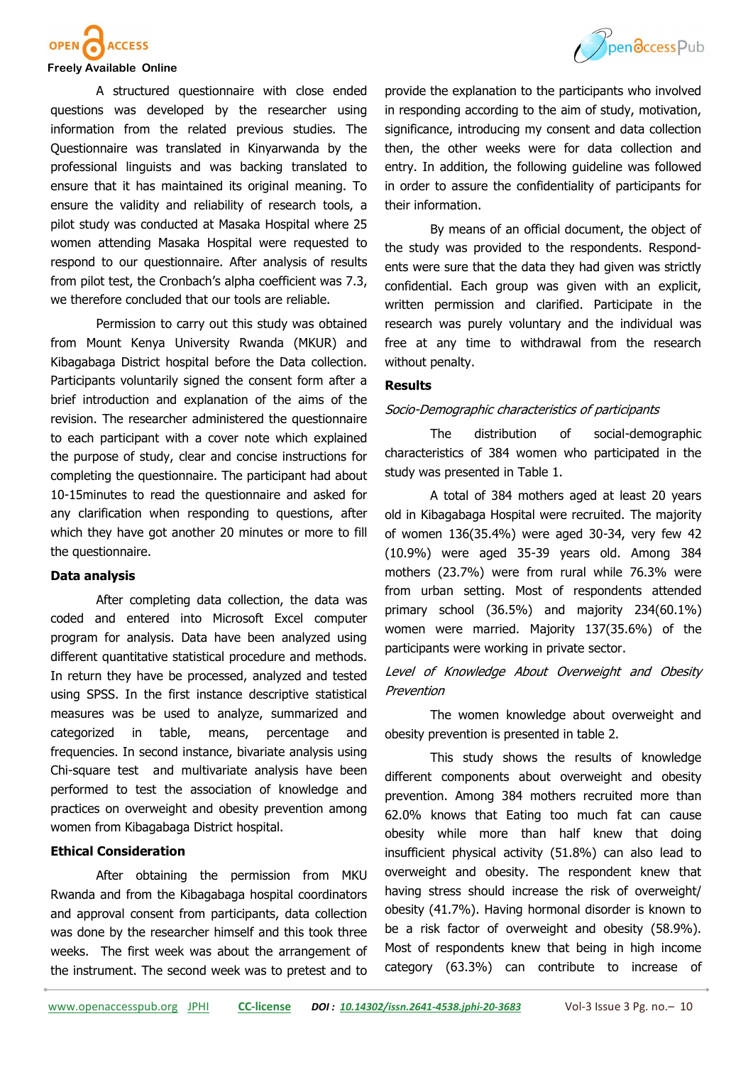A structured questionnaire with close ended questions was developed by the researcher using information from the related previous studies. The Questionnaire was translated in Kinyarwanda by the professional linguists and was backing translated to ensure that it has maintained its original meaning. To ensure the validity and reliability of research tools, a pilot study was conducted at Masaka Hospital where 25 women attending Masaka Hospital were requested to respond to our questionnaire. After analysis of results from pilot test, the Cronbach's alpha coefficient was 7.3, we therefore concluded that our tools are reliable.

Permission to carry out this study was obtained from Mount Kenya University Rwanda (MKUR) and Kibagabaga District hospital before the Data collection. Participants voluntarily signed the consent form after a brief introduction and explanation of the aims of the revision. The researcher administered the questionnaire to each participant with a cover note which explained the purpose of study, clear and concise instructions for completing the questionnaire. The participant had about 10-15minutes to read the questionnaire and asked for any clarification when responding to questions, after which they have got another 20 minutes or more to fill the questionnaire.

### Data analysis

After completing data collection, the data was coded and entered into Microsoft Excel computer program for analysis. Data have been analyzed using different quantitative statistical procedure and methods. In return they have be processed, analyzed and tested using SPSS. In the first instance descriptive statistical measures was be used to analyze, summarized and categorized in table, means, percentage and frequencies. In second instance, bivariate analysis using Chi-square test and multivariate analysis have been performed to test the association of knowledge and practices on overweight and obesity prevention among women from Kibagabaga District hospital.

### Ethical Consideration

After obtaining the permission from MKU Rwanda and from the Kibagabaga hospital coordinators and approval consent from participants, data collection was done by the researcher himself and this took three weeks. The first week was about the arrangement of the instrument. The second week was to pretest and to provide the explanation to the participants who involved in responding according to the aim of study, motivation, significance, introducing my consent and data collection then, the other weeks were for data collection and entry. In addition, the following guideline was followed in order to assure the confidentiality of participants for their information.

By means of an official document, the object of the study was provided to the respondents. Respondents were sure that the data they had given was strictly confidential. Each group was given with an explicit, written permission and clarified. Participate in the research was purely voluntary and the individual was free at any time to withdrawal from the research without penalty.

### Results

*Socio-Demographic characteristics of participants*

The distribution of social-demographic characteristics of 384 women who participated in the study was presented in Table 1.

A total of 384 mothers aged at least 20 years old in Kibagabaga Hospital were recruited. The majority of women 136(35.4%) were aged 30-34, very few 42 (10.9%) were aged 35-39 years old. Among 384 mothers (23.7%) were from rural while 76.3% were from urban setting. Most of respondents attended primary school (36.5%) and majority 234(60.1%) women were married. Majority 137(35.6%) of the participants were working in private sector.

*Level of Knowledge About Overweight and Obesity Prevention*

The women knowledge about overweight and obesity prevention is presented in table 2.

This study shows the results of knowledge different components about overweight and obesity prevention. Among 384 mothers recruited more than 62.0% knows that Eating too much fat can cause obesity while more than half knew that doing insufficient physical activity (51.8%) can also lead to overweight and obesity. The respondent knew that having stress should increase the risk of overweight/obesity (41.7%). Having hormonal disorder is known to be a risk factor of overweight and obesity (58.9%). Most of respondents knew that being in high income category (63.3%) can contribute to increase of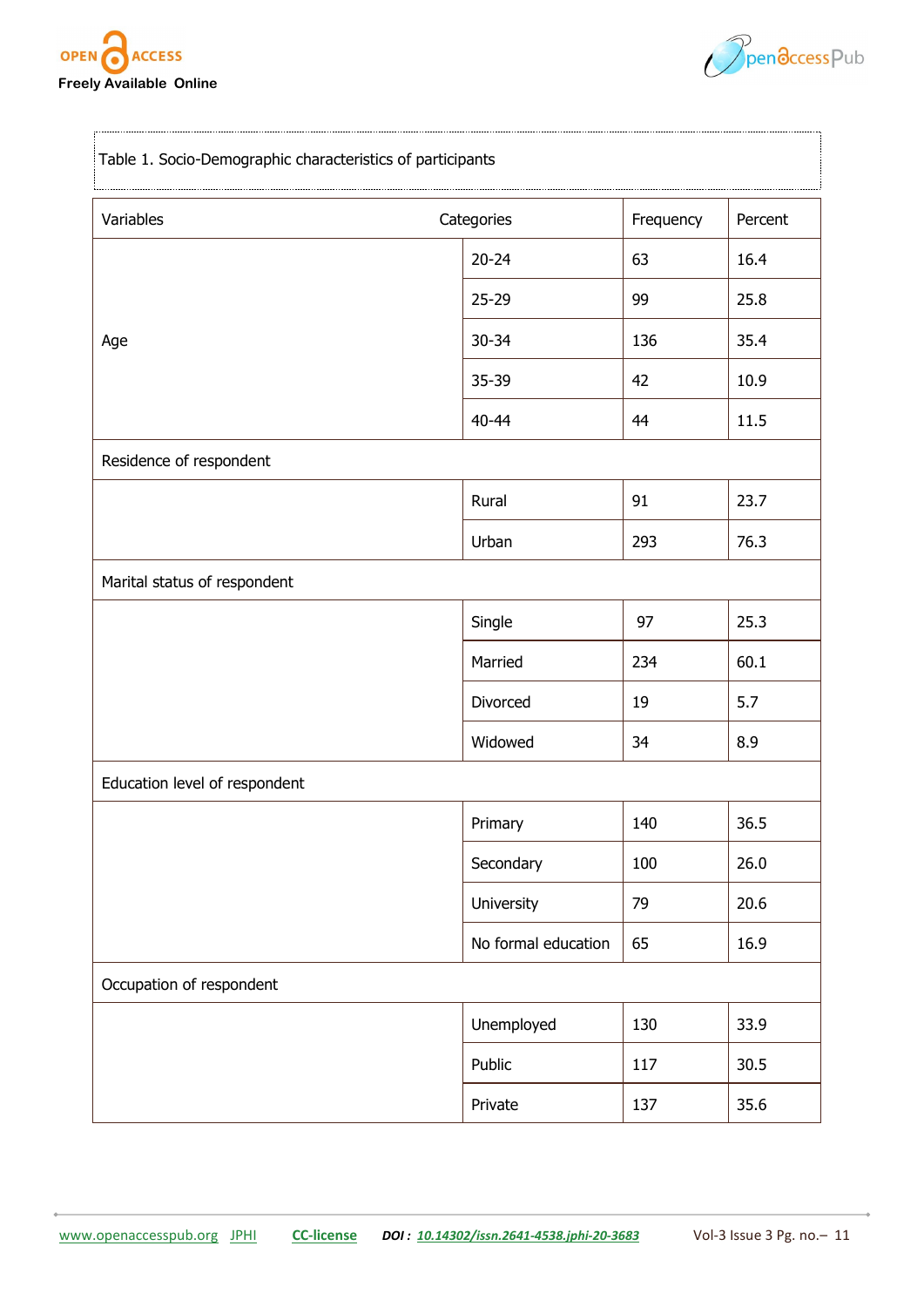Table 1. Socio-Demographic characteristics of participants

| Variables | Categories | Frequency | Percent |
|---|---|---|---|
| Age | 20-24 | 63 | 16.4 |
| | 25-29 | 99 | 25.8 |
| | 30-34 | 136 | 35.4 |
| | 35-39 | 42 | 10.9 |
| | 40-44 | 44 | 11.5 |
| Residence of respondent | | | |
| | Rural | 91 | 23.7 |
| | Urban | 293 | 76.3 |
| Marital status of respondent | | | |
| | Single | 97 | 25.3 |
| | Married | 234 | 60.1 |
| | Divorced | 19 | 5.7 |
| | Widowed | 34 | 8.9 |
| Education level of respondent | | | |
| | Primary | 140 | 36.5 |
| | Secondary | 100 | 26.0 |
| | University | 79 | 20.6 |
| | No formal education | 65 | 16.9 |
| Occupation of respondent | | | |
| | Unemployed | 130 | 33.9 |
| | Public | 117 | 30.5 |
| | Private | 137 | 35.6 |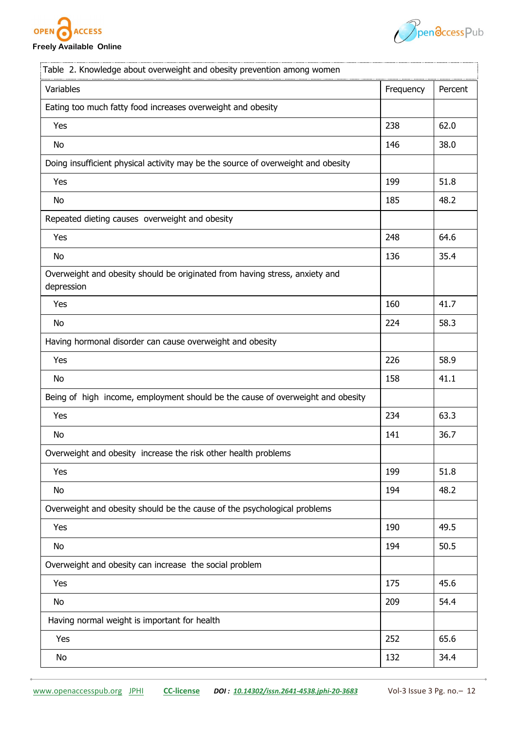Table 2. Knowledge about overweight and obesity prevention among women

| Variables | Frequency | Percent |
|---|---|---|
| Eating too much fatty food increases overweight and obesity | | |
| Yes | 238 | 62.0 |
| No | 146 | 38.0 |
| Doing insufficient physical activity may be the source of overweight and obesity | | |
| Yes | 199 | 51.8 |
| No | 185 | 48.2 |
| Repeated dieting causes overweight and obesity | | |
| Yes | 248 | 64.6 |
| No | 136 | 35.4 |
| Overweight and obesity should be originated from having stress, anxiety and depression | | |
| Yes | 160 | 41.7 |
| No | 224 | 58.3 |
| Having hormonal disorder can cause overweight and obesity | | |
| Yes | 226 | 58.9 |
| No | 158 | 41.1 |
| Being of high income, employment should be the cause of overweight and obesity | | |
| Yes | 234 | 63.3 |
| No | 141 | 36.7 |
| Overweight and obesity increase the risk other health problems | | |
| Yes | 199 | 51.8 |
| No | 194 | 48.2 |
| Overweight and obesity should be the cause of the psychological problems | | |
| Yes | 190 | 49.5 |
| No | 194 | 50.5 |
| Overweight and obesity can increase the social problem | | |
| Yes | 175 | 45.6 |
| No | 209 | 54.4 |
| Having normal weight is important for health | | |
| Yes | 252 | 65.6 |
| No | 132 | 34.4 |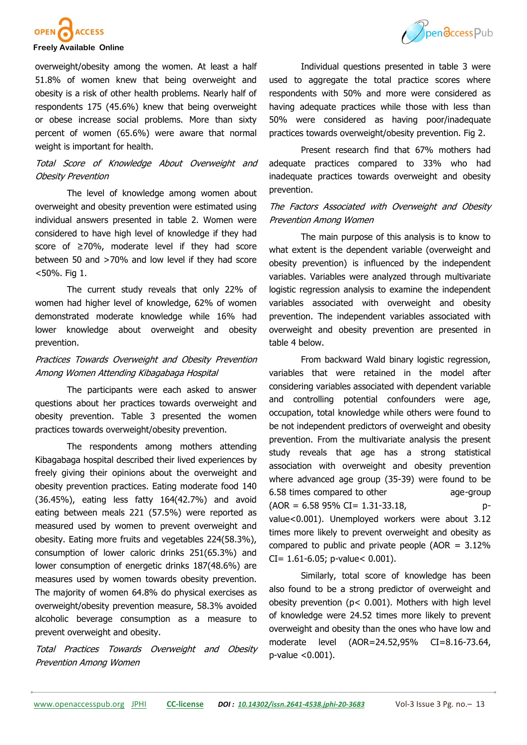overweight/obesity among the women. At least a half 51.8% of women knew that being overweight and obesity is a risk of other health problems. Nearly half of respondents 175 (45.6%) knew that being overweight or obese increase social problems. More than sixty percent of women (65.6%) were aware that normal weight is important for health.

*Total Score of Knowledge About Overweight and Obesity Prevention*

The level of knowledge among women about overweight and obesity prevention were estimated using individual answers presented in table 2. Women were considered to have high level of knowledge if they had score of ≥70%, moderate level if they had score between 50 and >70% and low level if they had score <50%. Fig 1.

The current study reveals that only 22% of women had higher level of knowledge, 62% of women demonstrated moderate knowledge while 16% had lower knowledge about overweight and obesity prevention.

*Practices Towards Overweight and Obesity Prevention Among Women Attending Kibagabaga Hospital*

The participants were each asked to answer questions about her practices towards overweight and obesity prevention. Table 3 presented the women practices towards overweight/obesity prevention.

The respondents among mothers attending Kibagabaga hospital described their lived experiences by freely giving their opinions about the overweight and obesity prevention practices. Eating moderate food 140 (36.45%), eating less fatty 164(42.7%) and avoid eating between meals 221 (57.5%) were reported as measured used by women to prevent overweight and obesity. Eating more fruits and vegetables 224(58.3%), consumption of lower caloric drinks 251(65.3%) and lower consumption of energetic drinks 187(48.6%) are measures used by women towards obesity prevention. The majority of women 64.8% do physical exercises as overweight/obesity prevention measure, 58.3% avoided alcoholic beverage consumption as a measure to prevent overweight and obesity.

*Total Practices Towards Overweight and Obesity Prevention Among Women*

Individual questions presented in table 3 were used to aggregate the total practice scores where respondents with 50% and more were considered as having adequate practices while those with less than 50% were considered as having poor/inadequate practices towards overweight/obesity prevention. Fig 2.

Present research find that 67% mothers had adequate practices compared to 33% who had inadequate practices towards overweight and obesity prevention.

*The Factors Associated with Overweight and Obesity Prevention Among Women*

The main purpose of this analysis is to know to what extent is the dependent variable (overweight and obesity prevention) is influenced by the independent variables. Variables were analyzed through multivariate logistic regression analysis to examine the independent variables associated with overweight and obesity prevention. The independent variables associated with overweight and obesity prevention are presented in table 4 below.

From backward Wald binary logistic regression, variables that were retained in the model after considering variables associated with dependent variable and controlling potential confounders were age, occupation, total knowledge while others were found to be not independent predictors of overweight and obesity prevention. From the multivariate analysis the present study reveals that age has a strong statistical association with overweight and obesity prevention where advanced age group (35-39) were found to be 6.58 times compared to other age-group (AOR = 6.58 95% CI= 1.31-33.18, p-value<0.001). Unemployed workers were about 3.12 times more likely to prevent overweight and obesity as compared to public and private people (AOR = 3.12% CI= 1.61-6.05; p-value< 0.001).

Similarly, total score of knowledge has been also found to be a strong predictor of overweight and obesity prevention (p< 0.001). Mothers with high level of knowledge were 24.52 times more likely to prevent overweight and obesity than the ones who have low and moderate level (AOR=24.52,95% CI=8.16-73.64, p-value <0.001).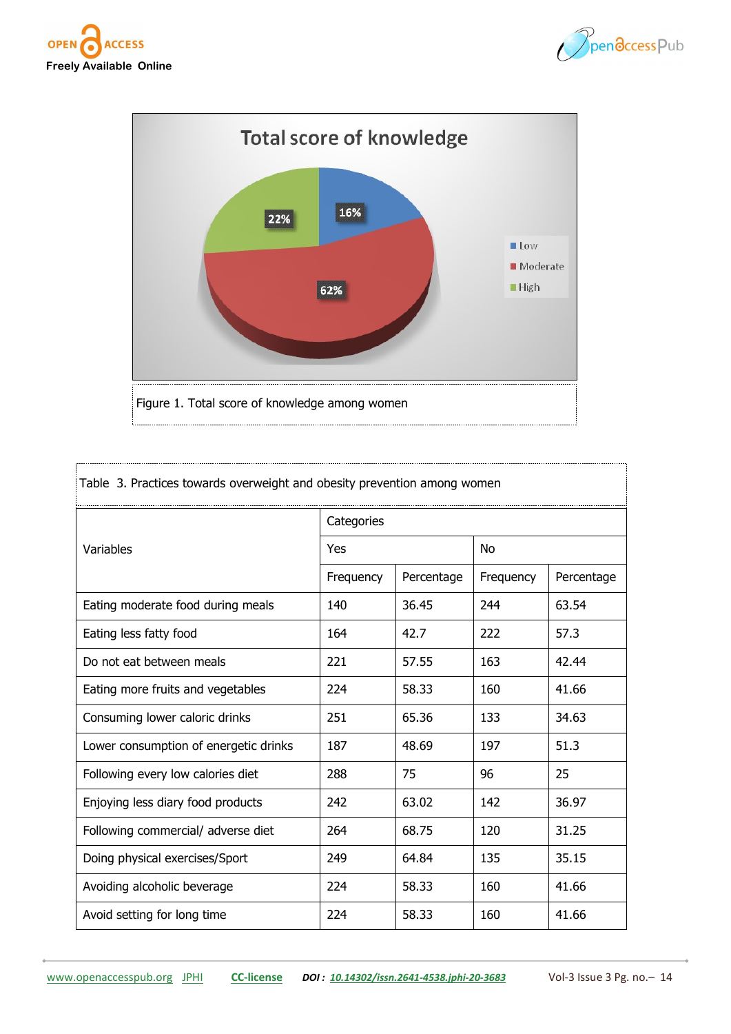Figure 1. Total score of knowledge among women

Table 3. Practices towards overweight and obesity prevention among women

| Variables | Categories | | | |
|---|---|---|---|---|
| | Yes | | No | |
| | Frequency | Percentage | Frequency | Percentage |
| Eating moderate food during meals | 140 | 36.45 | 244 | 63.54 |
| Eating less fatty food | 164 | 42.7 | 222 | 57.3 |
| Do not eat between meals | 221 | 57.55 | 163 | 42.44 |
| Eating more fruits and vegetables | 224 | 58.33 | 160 | 41.66 |
| Consuming lower caloric drinks | 251 | 65.36 | 133 | 34.63 |
| Lower consumption of energetic drinks | 187 | 48.69 | 197 | 51.3 |
| Following every low calories diet | 288 | 75 | 96 | 25 |
| Enjoying less diary food products | 242 | 63.02 | 142 | 36.97 |
| Following commercial/ adverse diet | 264 | 68.75 | 120 | 31.25 |
| Doing physical exercises/Sport | 249 | 64.84 | 135 | 35.15 |
| Avoiding alcoholic beverage | 224 | 58.33 | 160 | 41.66 |
| Avoid setting for long time | 224 | 58.33 | 160 | 41.66 |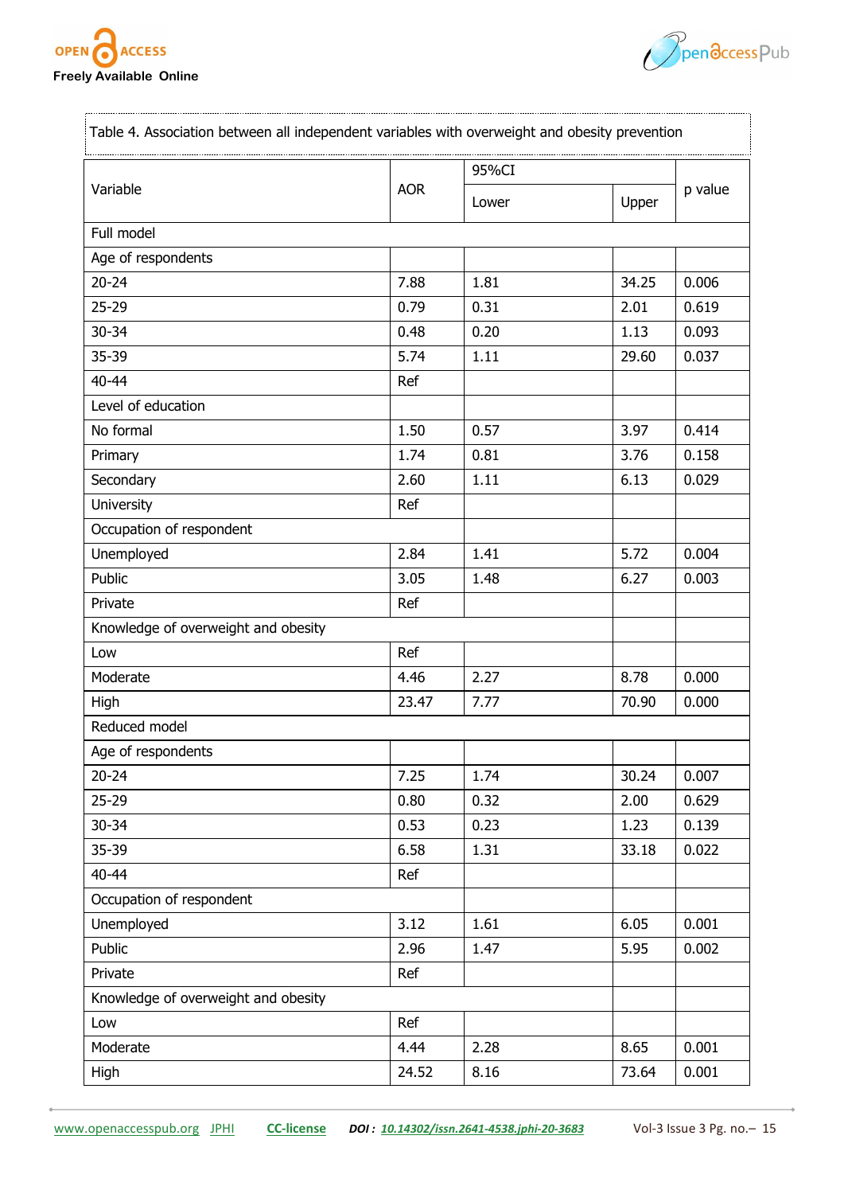Table 4. Association between all independent variables with overweight and obesity prevention

| Variable | AOR | 95%CI | | p value |
|---|---|---|---|---|
| | | Lower | Upper | |
| Full model | | | | |
| Age of respondents | | | | |
| 20-24 | 7.88 | 1.81 | 34.25 | 0.006 |
| 25-29 | 0.79 | 0.31 | 2.01 | 0.619 |
| 30-34 | 0.48 | 0.20 | 1.13 | 0.093 |
| 35-39 | 5.74 | 1.11 | 29.60 | 0.037 |
| 40-44 | Ref | | | |
| Level of education | | | | |
| No formal | 1.50 | 0.57 | 3.97 | 0.414 |
| Primary | 1.74 | 0.81 | 3.76 | 0.158 |
| Secondary | 2.60 | 1.11 | 6.13 | 0.029 |
| University | Ref | | | |
| Occupation of respondent | | | | |
| Unemployed | 2.84 | 1.41 | 5.72 | 0.004 |
| Public | 3.05 | 1.48 | 6.27 | 0.003 |
| Private | Ref | | | |
| Knowledge of overweight and obesity | | | | |
| Low | Ref | | | |
| Moderate | 4.46 | 2.27 | 8.78 | 0.000 |
| High | 23.47 | 7.77 | 70.90 | 0.000 |
| Reduced model | | | | |
| Age of respondents | | | | |
| 20-24 | 7.25 | 1.74 | 30.24 | 0.007 |
| 25-29 | 0.80 | 0.32 | 2.00 | 0.629 |
| 30-34 | 0.53 | 0.23 | 1.23 | 0.139 |
| 35-39 | 6.58 | 1.31 | 33.18 | 0.022 |
| 40-44 | Ref | | | |
| Occupation of respondent | | | | |
| Unemployed | 3.12 | 1.61 | 6.05 | 0.001 |
| Public | 2.96 | 1.47 | 5.95 | 0.002 |
| Private | Ref | | | |
| Knowledge of overweight and obesity | | | | |
| Low | Ref | | | |
| Moderate | 4.44 | 2.28 | 8.65 | 0.001 |
| High | 24.52 | 8.16 | 73.64 | 0.001 |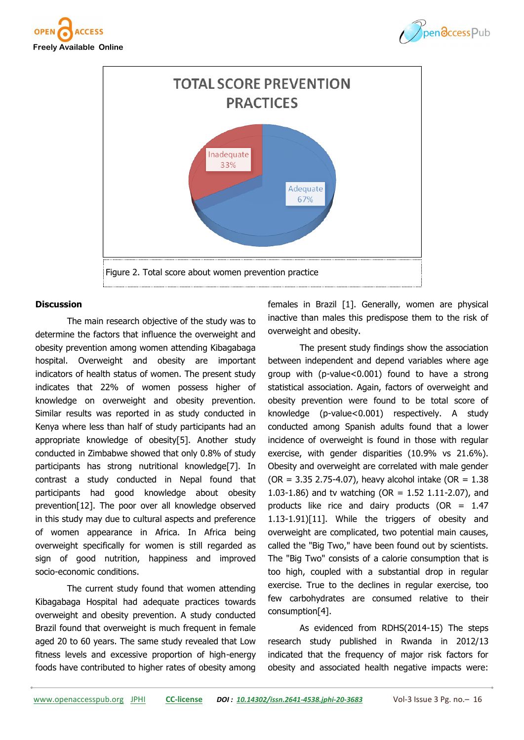Figure 2. Total score about women prevention practice

## Discussion

The main research objective of the study was to determine the factors that influence the overweight and obesity prevention among women attending Kibagabaga hospital. Overweight and obesity are important indicators of health status of women. The present study indicates that 22% of women possess higher of knowledge on overweight and obesity prevention. Similar results was reported in as study conducted in Kenya where less than half of study participants had an appropriate knowledge of obesity[5]. Another study conducted in Zimbabwe showed that only 0.8% of study participants has strong nutritional knowledge[7]. In contrast a study conducted in Nepal found that participants had good knowledge about obesity prevention[12]. The poor over all knowledge observed in this study may due to cultural aspects and preference of women appearance in Africa. In Africa being overweight specifically for women is still regarded as sign of good nutrition, happiness and improved socio-economic conditions.

The current study found that women attending Kibagabaga Hospital had adequate practices towards overweight and obesity prevention. A study conducted Brazil found that overweight is much frequent in female aged 20 to 60 years. The same study revealed that Low fitness levels and excessive proportion of high-energy foods have contributed to higher rates of obesity among females in Brazil [1]. Generally, women are physical inactive than males this predispose them to the risk of overweight and obesity.

The present study findings show the association between independent and depend variables where age group with (p-value<0.001) found to have a strong statistical association. Again, factors of overweight and obesity prevention were found to be total score of knowledge (p-value<0.001) respectively. A study conducted among Spanish adults found that a lower incidence of overweight is found in those with regular exercise, with gender disparities (10.9% vs 21.6%). Obesity and overweight are correlated with male gender (OR = 3.35 2.75-4.07), heavy alcohol intake (OR = 1.38 1.03-1.86) and tv watching (OR = 1.52 1.11-2.07), and products like rice and dairy products (OR = 1.47 1.13-1.91)[11]. While the triggers of obesity and overweight are complicated, two potential main causes, called the "Big Two," have been found out by scientists. The "Big Two" consists of a calorie consumption that is too high, coupled with a substantial drop in regular exercise. True to the declines in regular exercise, too few carbohydrates are consumed relative to their consumption[4].

As evidenced from RDHS(2014-15) The steps research study published in Rwanda in 2012/13 indicated that the frequency of major risk factors for obesity and associated health negative impacts were: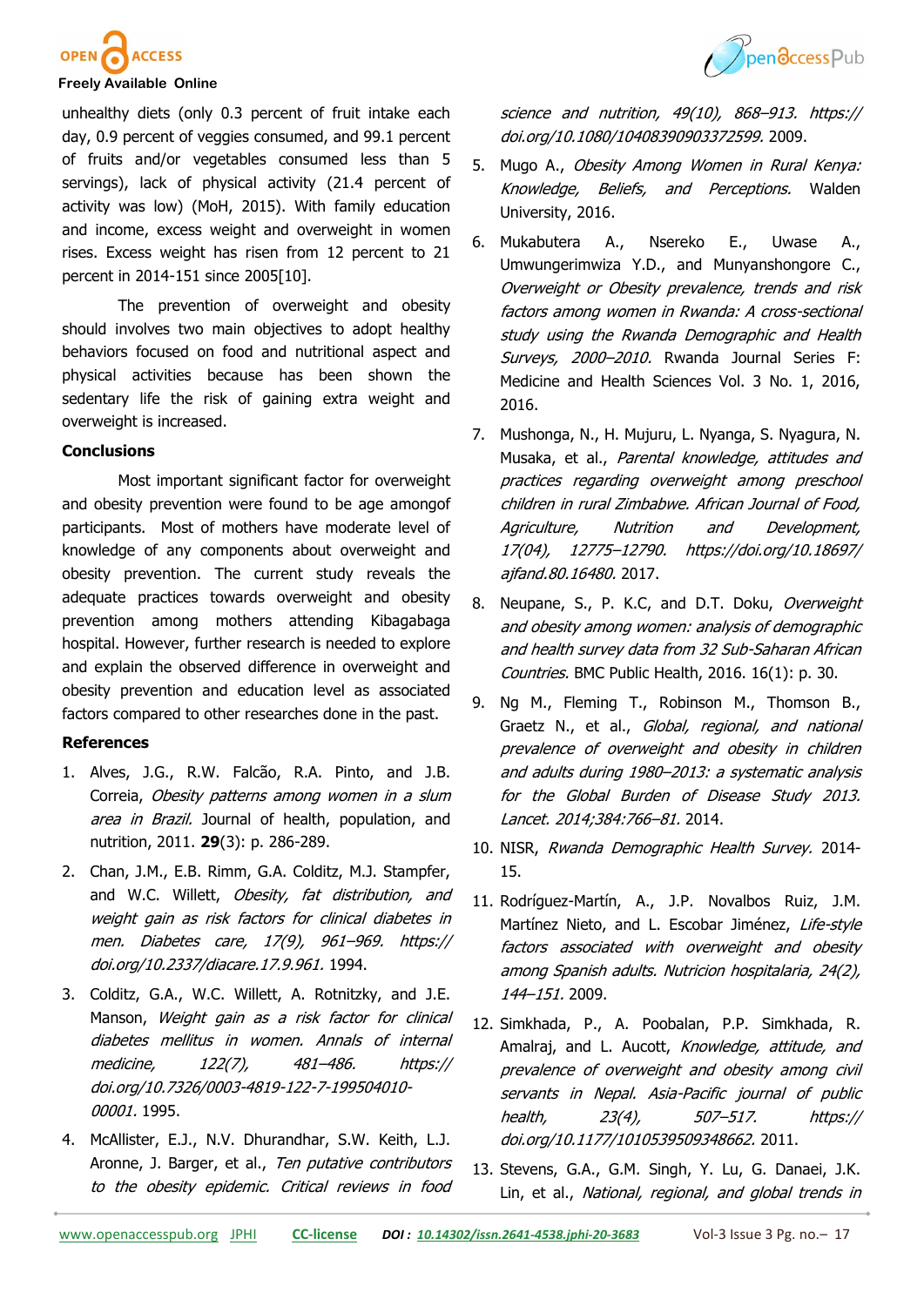unhealthy diets (only 0.3 percent of fruit intake each day, 0.9 percent of veggies consumed, and 99.1 percent of fruits and/or vegetables consumed less than 5 servings), lack of physical activity (21.4 percent of activity was low) (MoH, 2015). With family education and income, excess weight and overweight in women rises. Excess weight has risen from 12 percent to 21 percent in 2014-151 since 2005[10].

The prevention of overweight and obesity should involves two main objectives to adopt healthy behaviors focused on food and nutritional aspect and physical activities because has been shown the sedentary life the risk of gaining extra weight and overweight is increased.

## Conclusions

Most important significant factor for overweight and obesity prevention were found to be age amongof participants. Most of mothers have moderate level of knowledge of any components about overweight and obesity prevention. The current study reveals the adequate practices towards overweight and obesity prevention among mothers attending Kibagabaga hospital. However, further research is needed to explore and explain the observed difference in overweight and obesity prevention and education level as associated factors compared to other researches done in the past.

## References

1. Alves, J.G., R.W. Falcão, R.A. Pinto, and J.B. Correia, *Obesity patterns among women in a slum area in Brazil.* Journal of health, population, and nutrition, 2011. **29**(3): p. 286-289.
2. Chan, J.M., E.B. Rimm, G.A. Colditz, M.J. Stampfer, and W.C. Willett, *Obesity, fat distribution, and weight gain as risk factors for clinical diabetes in men. Diabetes care, 17(9), 961–969. https://doi.org/10.2337/diacare.17.9.961.* 1994.
3. Colditz, G.A., W.C. Willett, A. Rotnitzky, and J.E. Manson, *Weight gain as a risk factor for clinical diabetes mellitus in women. Annals of internal medicine, 122(7), 481–486. https://doi.org/10.7326/0003-4819-122-7-199504010-00001.* 1995.
4. McAllister, E.J., N.V. Dhurandhar, S.W. Keith, L.J. Aronne, J. Barger, et al., *Ten putative contributors to the obesity epidemic. Critical reviews in food science and nutrition, 49(10), 868–913. https://doi.org/10.1080/10408390903372599.* 2009.
5. Mugo A., *Obesity Among Women in Rural Kenya: Knowledge, Beliefs, and Perceptions.* Walden University, 2016.
6. Mukabutera A., Nsereko E., Uwase A., Umwungerimwiza Y.D., and Munyanshongore C., *Overweight or Obesity prevalence, trends and risk factors among women in Rwanda: A cross-sectional study using the Rwanda Demographic and Health Surveys, 2000–2010.* Rwanda Journal Series F: Medicine and Health Sciences Vol. 3 No. 1, 2016, 2016.
7. Mushonga, N., H. Mujuru, L. Nyanga, S. Nyagura, N. Musaka, et al., *Parental knowledge, attitudes and practices regarding overweight among preschool children in rural Zimbabwe. African Journal of Food, Agriculture, Nutrition and Development, 17(04), 12775–12790. https://doi.org/10.18697/ajfand.80.16480.* 2017.
8. Neupane, S., P. K.C, and D.T. Doku, *Overweight and obesity among women: analysis of demographic and health survey data from 32 Sub-Saharan African Countries.* BMC Public Health, 2016. 16(1): p. 30.
9. Ng M., Fleming T., Robinson M., Thomson B., Graetz N., et al., *Global, regional, and national prevalence of overweight and obesity in children and adults during 1980–2013: a systematic analysis for the Global Burden of Disease Study 2013. Lancet. 2014;384:766–81.* 2014.
10. NISR, *Rwanda Demographic Health Survey.* 2014-15.
11. Rodríguez-Martín, A., J.P. Novalbos Ruiz, J.M. Martínez Nieto, and L. Escobar Jiménez, *Life-style factors associated with overweight and obesity among Spanish adults. Nutricion hospitalaria, 24(2), 144–151.* 2009.
12. Simkhada, P., A. Poobalan, P.P. Simkhada, R. Amalraj, and L. Aucott, *Knowledge, attitude, and prevalence of overweight and obesity among civil servants in Nepal. Asia-Pacific journal of public health, 23(4), 507–517. https://doi.org/10.1177/1010539509348662.* 2011.
13. Stevens, G.A., G.M. Singh, Y. Lu, G. Danaei, J.K. Lin, et al., *National, regional, and global trends in*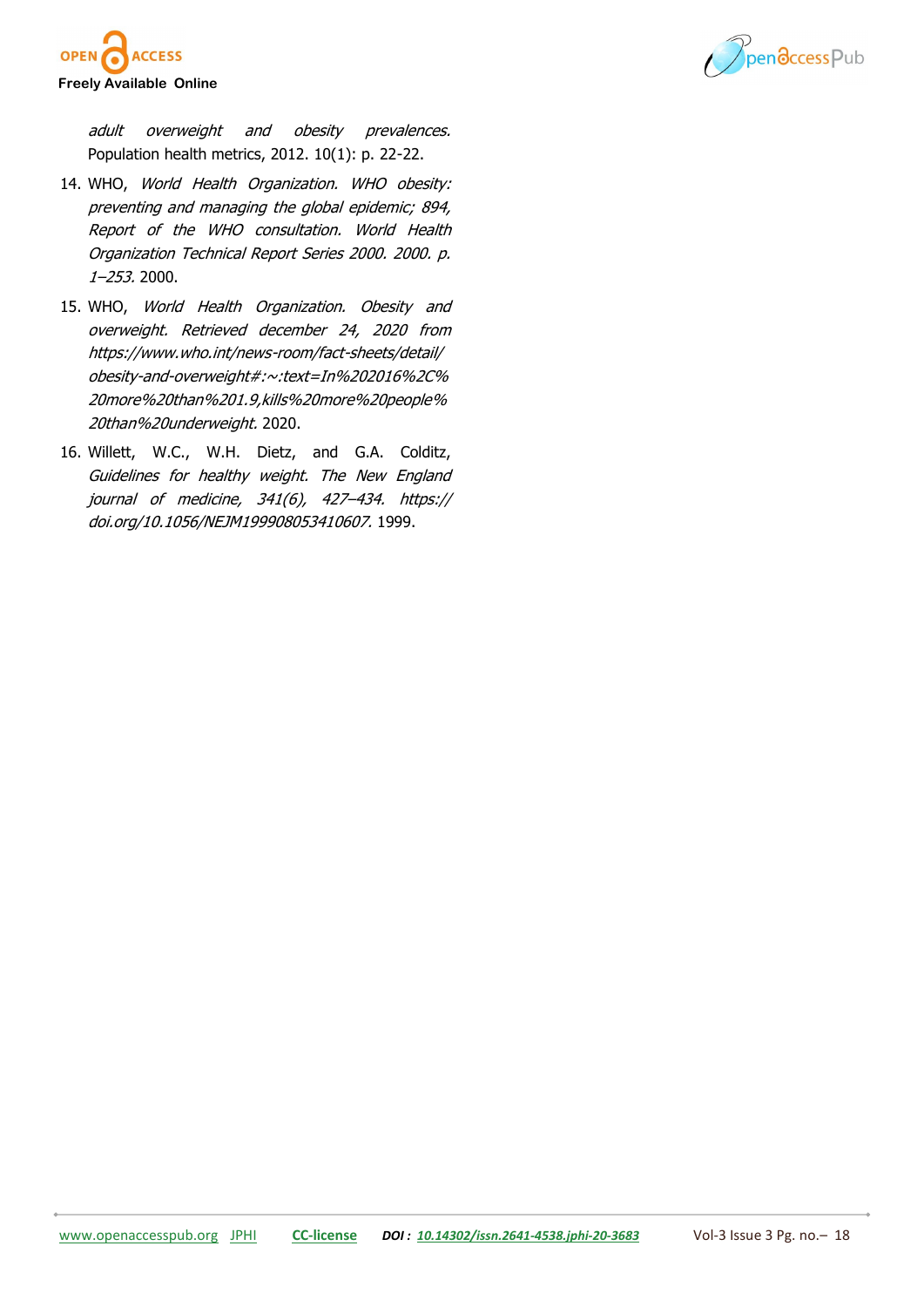*adult overweight and obesity prevalences.* Population health metrics, 2012. 10(1): p. 22-22.

14. WHO, *World Health Organization. WHO obesity: preventing and managing the global epidemic; 894, Report of the WHO consultation. World Health Organization Technical Report Series 2000. 2000. p. 1–253.* 2000.
15. WHO, *World Health Organization. Obesity and overweight. Retrieved december 24, 2020 from https://www.who.int/news-room/fact-sheets/detail/obesity-and-overweight#:~:text=In%202016%2C%20more%20than%201.9,kills%20more%20people%20than%20underweight.* 2020.
16. Willett, W.C., W.H. Dietz, and G.A. Colditz, *Guidelines for healthy weight. The New England journal of medicine, 341(6), 427–434. https://doi.org/10.1056/NEJM199908053410607.* 1999.